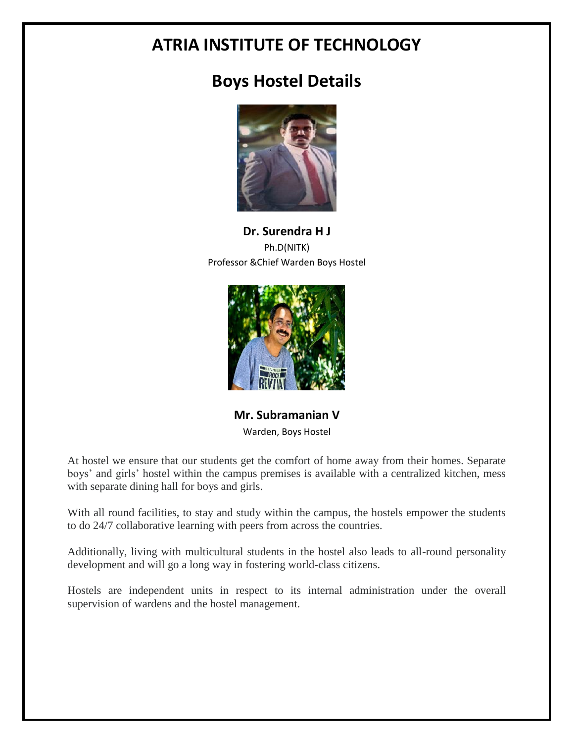# ATRIA INSTITUTE OF TECHNOLOGY

## Boys Hostel Details

**Dr. Surendra H J**

Ph.D(NITK)

Professor &Chief Warden Boys Hostel

**Mr. Subramanian V**

Warden, Boys Hostel

At hostel we ensure that our students get the comfort of home away from their homes. Separate boys' and girls' hostel within the campus premises is available with a centralized kitchen, mess with separate dining hall for boys and girls.

With all round facilities, to stay and study within the campus, the hostels empower the students to do 24/7 collaborative learning with peers from across the countries.

Additionally, living with multicultural students in the hostel also leads to all-round personality development and will go a long way in fostering world-class citizens.

Hostels are independent units in respect to its internal administration under the overall supervision of wardens and the hostel management.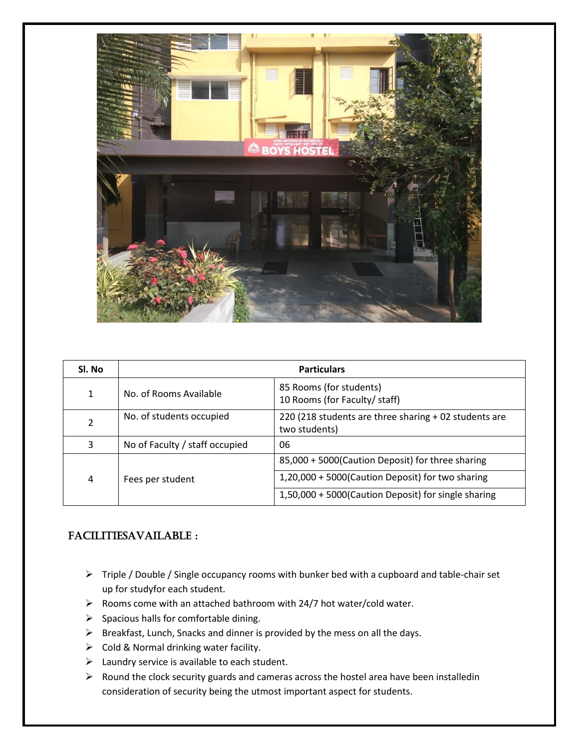| Sl. No | Particulars | |
|---|---|---|
| 1 | No. of Rooms Available | 85 Rooms (for students)<br>10 Rooms (for Faculty/ staff) |
| 2 | No. of students occupied | 220 (218 students are three sharing + 02 students are two students) |
| 3 | No of Faculty / staff occupied | 06 |
| 4 | Fees per student | 85,000 + 5000(Caution Deposit) for three sharing |
| | | 1,20,000 + 5000(Caution Deposit) for two sharing |
| | | 1,50,000 + 5000(Caution Deposit) for single sharing |

## FACILITIESAVAILABLE :

- Triple / Double / Single occupancy rooms with bunker bed with a cupboard and table-chair set up for studyfor each student.
- Rooms come with an attached bathroom with 24/7 hot water/cold water.
- Spacious halls for comfortable dining.
- Breakfast, Lunch, Snacks and dinner is provided by the mess on all the days.
- Cold & Normal drinking water facility.
- Laundry service is available to each student.
- Round the clock security guards and cameras across the hostel area have been installedin consideration of security being the utmost important aspect for students.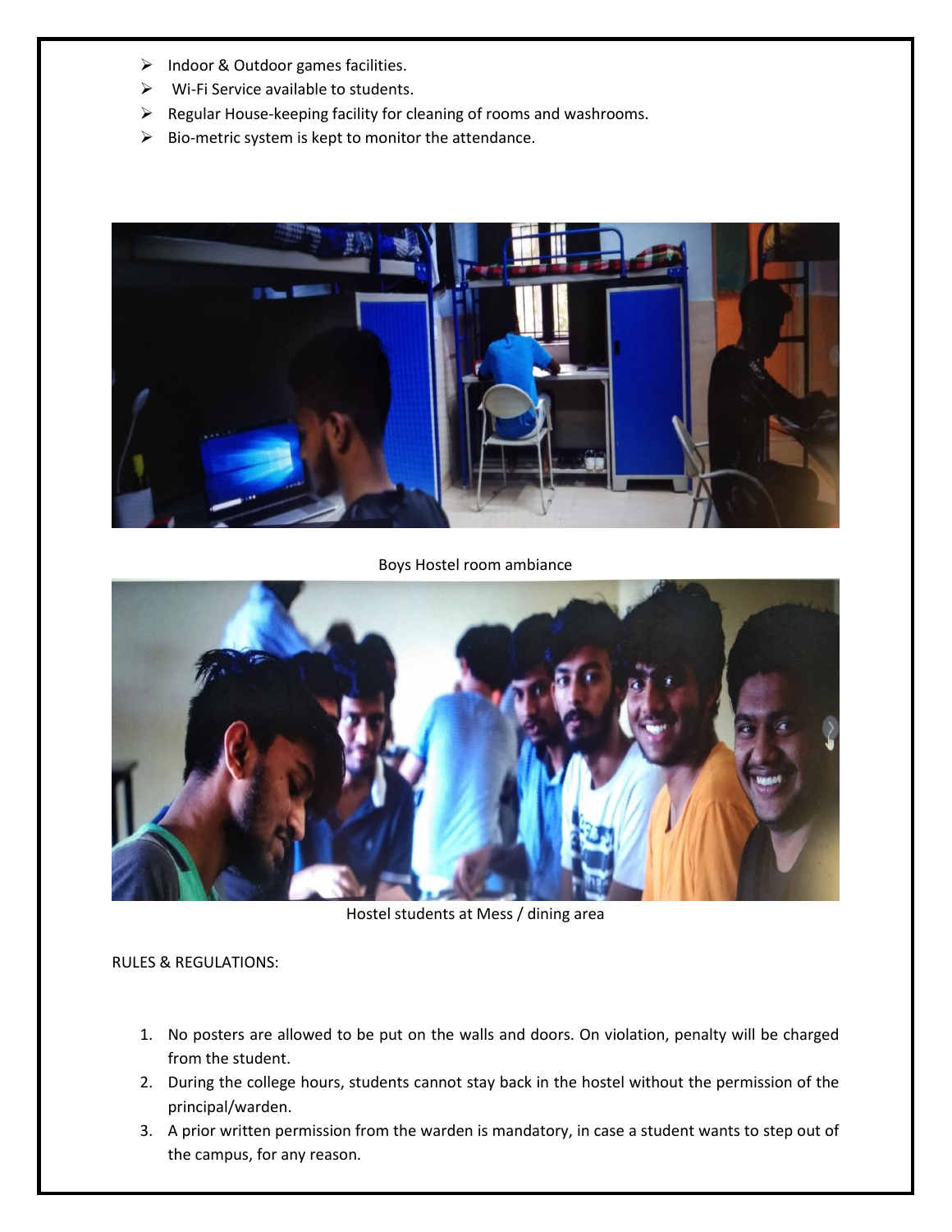- Indoor & Outdoor games facilities.
- Wi-Fi Service available to students.
- Regular House-keeping facility for cleaning of rooms and washrooms.
- Bio-metric system is kept to monitor the attendance.

Boys Hostel room ambiance

Hostel students at Mess / dining area

RULES & REGULATIONS:

1. No posters are allowed to be put on the walls and doors. On violation, penalty will be charged from the student.
2. During the college hours, students cannot stay back in the hostel without the permission of the principal/warden.
3. A prior written permission from the warden is mandatory, in case a student wants to step out of the campus, for any reason.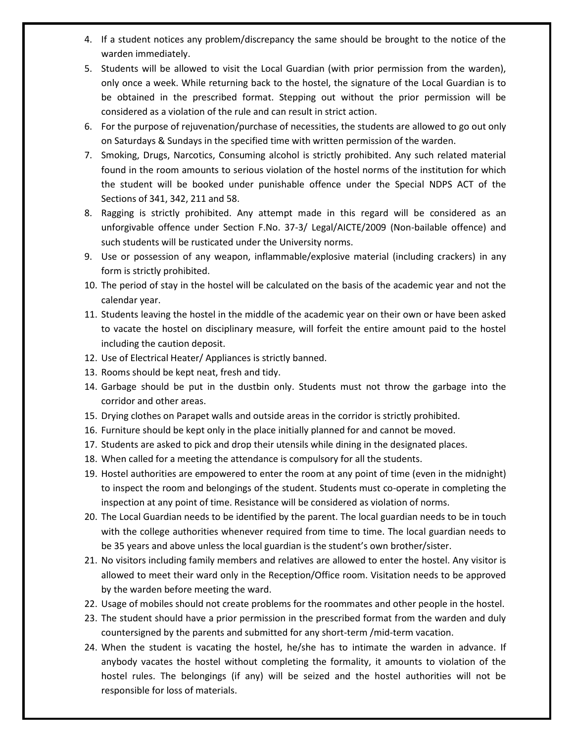4. If a student notices any problem/discrepancy the same should be brought to the notice of the warden immediately.
5. Students will be allowed to visit the Local Guardian (with prior permission from the warden), only once a week. While returning back to the hostel, the signature of the Local Guardian is to be obtained in the prescribed format. Stepping out without the prior permission will be considered as a violation of the rule and can result in strict action.
6. For the purpose of rejuvenation/purchase of necessities, the students are allowed to go out only on Saturdays & Sundays in the specified time with written permission of the warden.
7. Smoking, Drugs, Narcotics, Consuming alcohol is strictly prohibited. Any such related material found in the room amounts to serious violation of the hostel norms of the institution for which the student will be booked under punishable offence under the Special NDPS ACT of the Sections of 341, 342, 211 and 58.
8. Ragging is strictly prohibited. Any attempt made in this regard will be considered as an unforgivable offence under Section F.No. 37-3/ Legal/AICTE/2009 (Non-bailable offence) and such students will be rusticated under the University norms.
9. Use or possession of any weapon, inflammable/explosive material (including crackers) in any form is strictly prohibited.
10. The period of stay in the hostel will be calculated on the basis of the academic year and not the calendar year.
11. Students leaving the hostel in the middle of the academic year on their own or have been asked to vacate the hostel on disciplinary measure, will forfeit the entire amount paid to the hostel including the caution deposit.
12. Use of Electrical Heater/ Appliances is strictly banned.
13. Rooms should be kept neat, fresh and tidy.
14. Garbage should be put in the dustbin only. Students must not throw the garbage into the corridor and other areas.
15. Drying clothes on Parapet walls and outside areas in the corridor is strictly prohibited.
16. Furniture should be kept only in the place initially planned for and cannot be moved.
17. Students are asked to pick and drop their utensils while dining in the designated places.
18. When called for a meeting the attendance is compulsory for all the students.
19. Hostel authorities are empowered to enter the room at any point of time (even in the midnight) to inspect the room and belongings of the student. Students must co-operate in completing the inspection at any point of time. Resistance will be considered as violation of norms.
20. The Local Guardian needs to be identified by the parent. The local guardian needs to be in touch with the college authorities whenever required from time to time. The local guardian needs to be 35 years and above unless the local guardian is the student's own brother/sister.
21. No visitors including family members and relatives are allowed to enter the hostel. Any visitor is allowed to meet their ward only in the Reception/Office room. Visitation needs to be approved by the warden before meeting the ward.
22. Usage of mobiles should not create problems for the roommates and other people in the hostel.
23. The student should have a prior permission in the prescribed format from the warden and duly countersigned by the parents and submitted for any short-term /mid-term vacation.
24. When the student is vacating the hostel, he/she has to intimate the warden in advance. If anybody vacates the hostel without completing the formality, it amounts to violation of the hostel rules. The belongings (if any) will be seized and the hostel authorities will not be responsible for loss of materials.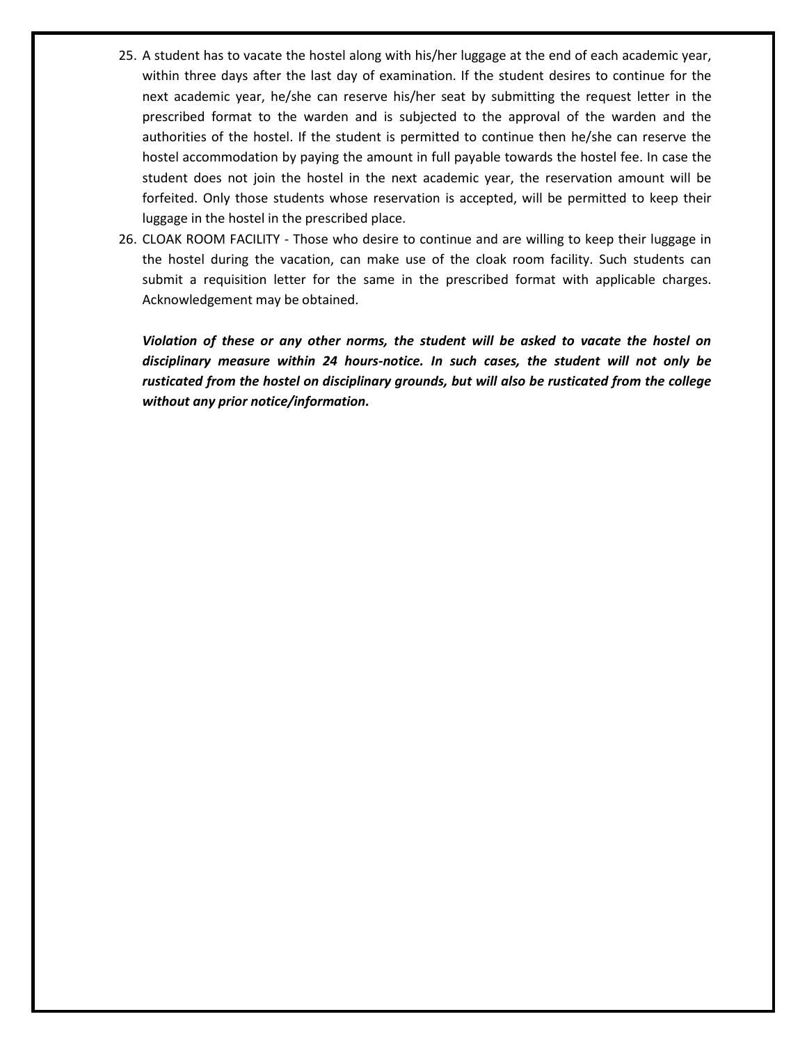25. A student has to vacate the hostel along with his/her luggage at the end of each academic year, within three days after the last day of examination. If the student desires to continue for the next academic year, he/she can reserve his/her seat by submitting the request letter in the prescribed format to the warden and is subjected to the approval of the warden and the authorities of the hostel. If the student is permitted to continue then he/she can reserve the hostel accommodation by paying the amount in full payable towards the hostel fee. In case the student does not join the hostel in the next academic year, the reservation amount will be forfeited. Only those students whose reservation is accepted, will be permitted to keep their luggage in the hostel in the prescribed place.
26. CLOAK ROOM FACILITY - Those who desire to continue and are willing to keep their luggage in the hostel during the vacation, can make use of the cloak room facility. Such students can submit a requisition letter for the same in the prescribed format with applicable charges. Acknowledgement may be obtained.

***Violation of these or any other norms, the student will be asked to vacate the hostel on disciplinary measure within 24 hours-notice. In such cases, the student will not only be rusticated from the hostel on disciplinary grounds, but will also be rusticated from the college without any prior notice/information.***